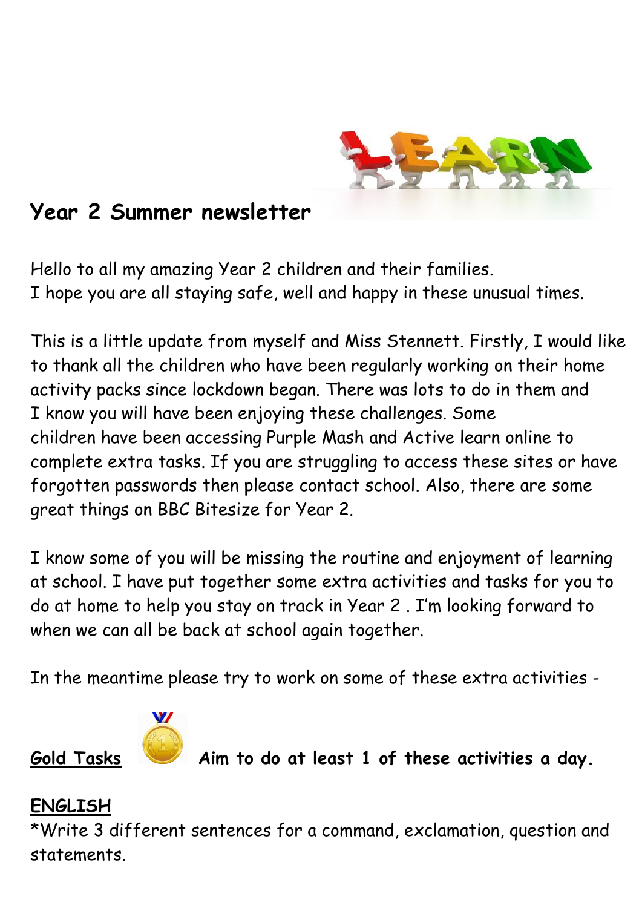# Year 2 Summer newsletter

Hello to all my amazing Year 2 children and their families.
I hope you are all staying safe, well and happy in these unusual times.

This is a little update from myself and Miss Stennett. Firstly, I would like to thank all the children who have been regularly working on their home activity packs since lockdown began. There was lots to do in them and I know you will have been enjoying these challenges. Some children have been accessing Purple Mash and Active learn online to complete extra tasks. If you are struggling to access these sites or have forgotten passwords then please contact school. Also, there are some great things on BBC Bitesize for Year 2.

I know some of you will be missing the routine and enjoyment of learning at school. I have put together some extra activities and tasks for you to do at home to help you stay on track in Year 2 . I'm looking forward to when we can all be back at school again together.

In the meantime please try to work on some of these extra activities -

**<u>Gold Tasks</u>** **Aim to do at least 1 of these activities a day.**

**<u>ENGLISH</u>**

*Write 3 different sentences for a command, exclamation, question and statements.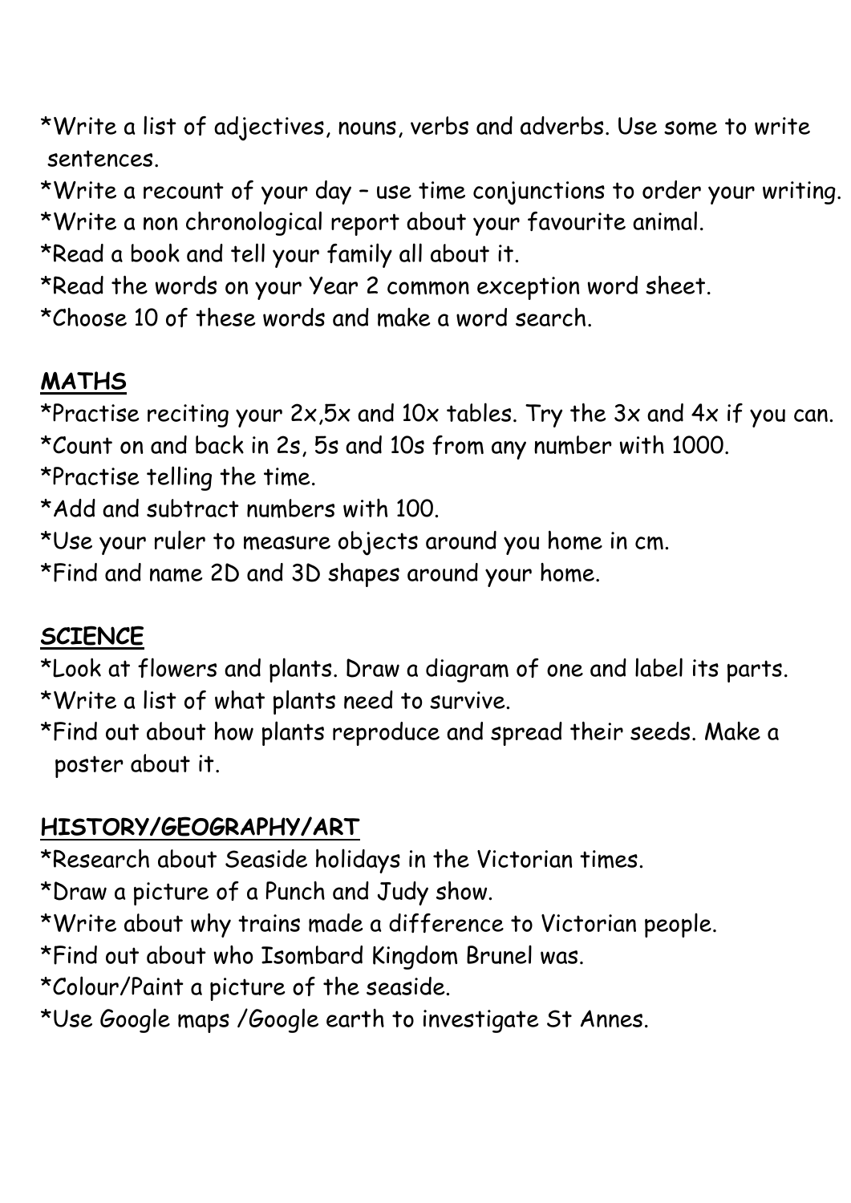*Write a list of adjectives, nouns, verbs and adverbs. Use some to write sentences.
*Write a recount of your day – use time conjunctions to order your writing.
*Write a non chronological report about your favourite animal.
*Read a book and tell your family all about it.
*Read the words on your Year 2 common exception word sheet.
*Choose 10 of these words and make a word search.

**MATHS**

*Practise reciting your 2x,5x and 10x tables. Try the 3x and 4x if you can.
*Count on and back in 2s, 5s and 10s from any number with 1000.
*Practise telling the time.
*Add and subtract numbers with 100.
*Use your ruler to measure objects around you home in cm.
*Find and name 2D and 3D shapes around your home.

**SCIENCE**

*Look at flowers and plants. Draw a diagram of one and label its parts.
*Write a list of what plants need to survive.
*Find out about how plants reproduce and spread their seeds. Make a poster about it.

**HISTORY/GEOGRAPHY/ART**

*Research about Seaside holidays in the Victorian times.
*Draw a picture of a Punch and Judy show.
*Write about why trains made a difference to Victorian people.
*Find out about who Isombard Kingdom Brunel was.
*Colour/Paint a picture of the seaside.
*Use Google maps /Google earth to investigate St Annes.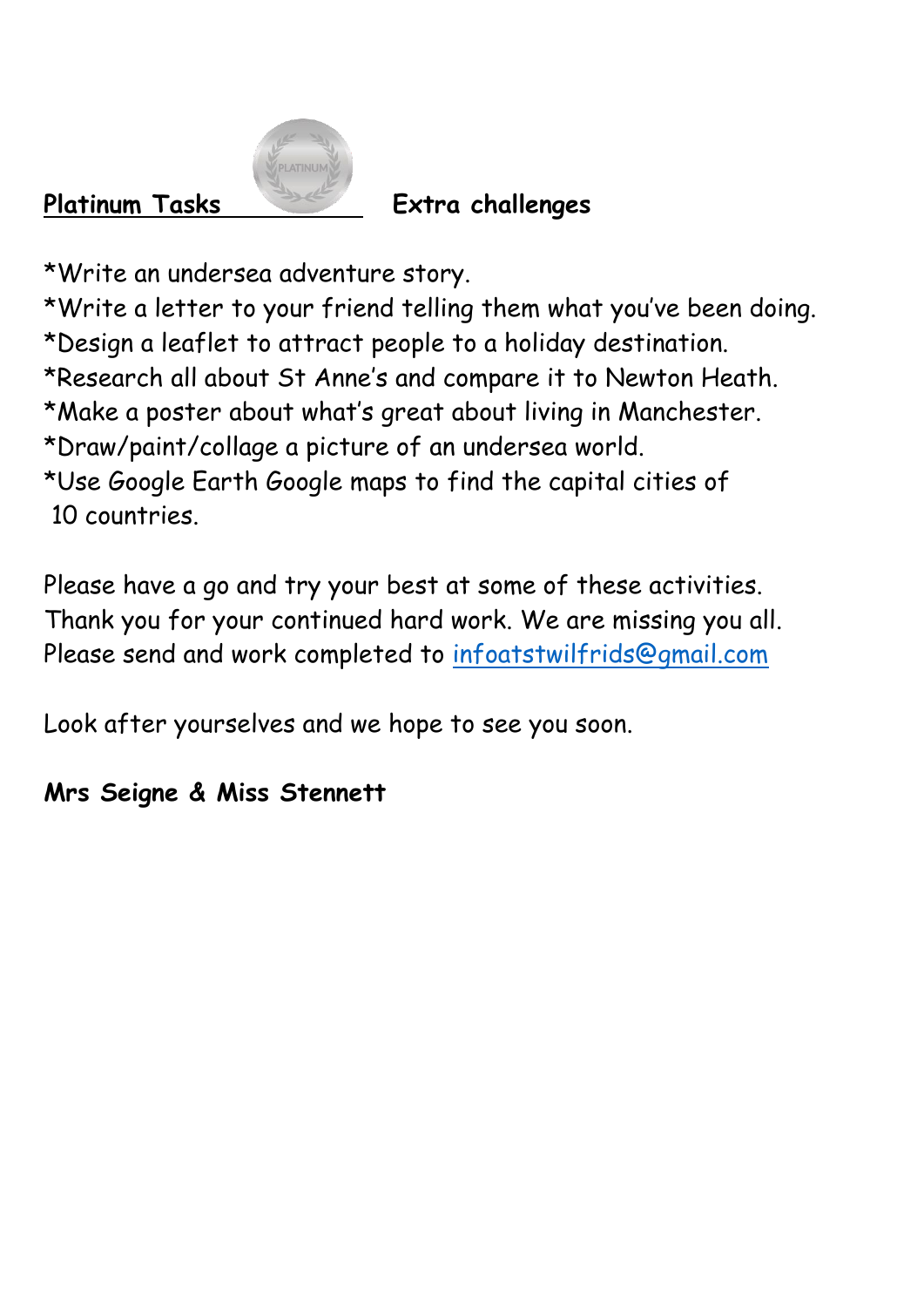**Platinum Tasks** **Extra challenges**

*Write an undersea adventure story.
*Write a letter to your friend telling them what you've been doing.
*Design a leaflet to attract people to a holiday destination.
*Research all about St Anne's and compare it to Newton Heath.
*Make a poster about what's great about living in Manchester.
*Draw/paint/collage a picture of an undersea world.
*Use Google Earth Google maps to find the capital cities of 10 countries.

Please have a go and try your best at some of these activities.
Thank you for your continued hard work. We are missing you all.
Please send and work completed to infoatstwilfrids@gmail.com

Look after yourselves and we hope to see you soon.

**Mrs Seigne & Miss Stennett**